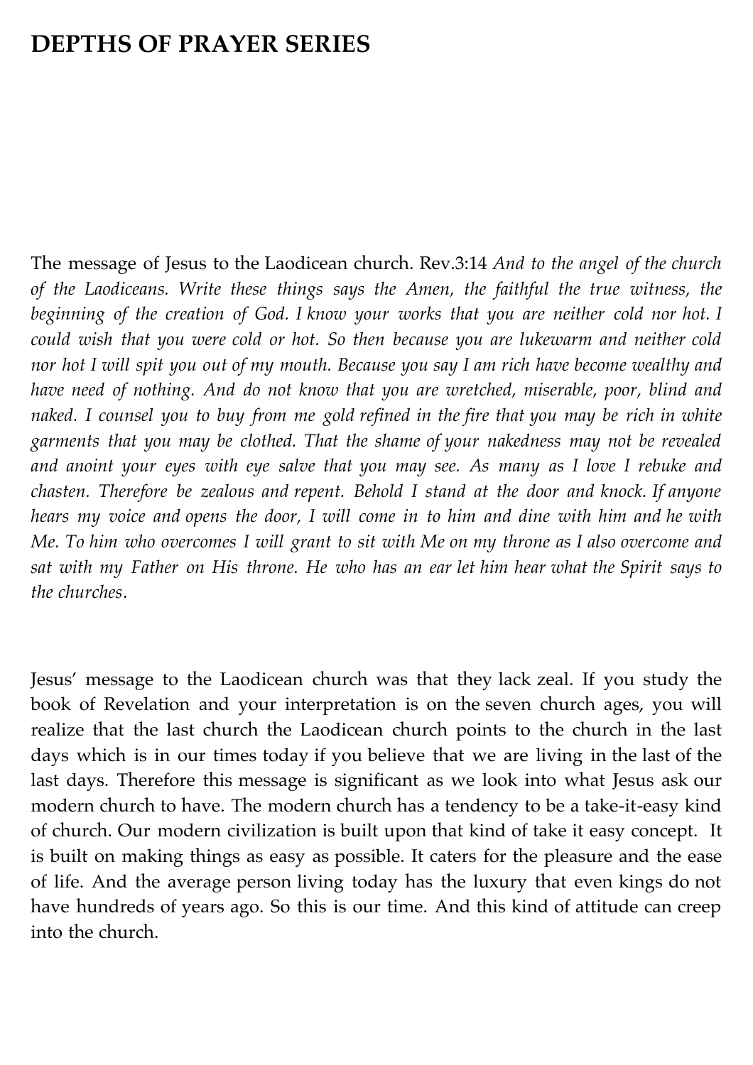# DEPTHS OF PRAYER SERIES

The message of Jesus to the Laodicean church. Rev.3:14 *And to the angel of the church of the Laodiceans. Write these things says the Amen, the faithful the true witness, the beginning of the creation of God. I know your works that you are neither cold nor hot. I could wish that you were cold or hot. So then because you are lukewarm and neither cold nor hot I will spit you out of my mouth. Because you say I am rich have become wealthy and have need of nothing. And do not know that you are wretched, miserable, poor, blind and naked. I counsel you to buy from me gold refined in the fire that you may be rich in white garments that you may be clothed. That the shame of your nakedness may not be revealed and anoint your eyes with eye salve that you may see. As many as I love I rebuke and chasten. Therefore be zealous and repent. Behold I stand at the door and knock. If anyone hears my voice and opens the door, I will come in to him and dine with him and he with Me. To him who overcomes I will grant to sit with Me on my throne as I also overcome and sat with my Father on His throne. He who has an ear let him hear what the Spirit says to the churches*.

Jesus' message to the Laodicean church was that they lack zeal. If you study the book of Revelation and your interpretation is on the seven church ages, you will realize that the last church the Laodicean church points to the church in the last days which is in our times today if you believe that we are living in the last of the last days. Therefore this message is significant as we look into what Jesus ask our modern church to have. The modern church has a tendency to be a take-it-easy kind of church. Our modern civilization is built upon that kind of take it easy concept. It is built on making things as easy as possible. It caters for the pleasure and the ease of life. And the average person living today has the luxury that even kings do not have hundreds of years ago. So this is our time. And this kind of attitude can creep into the church.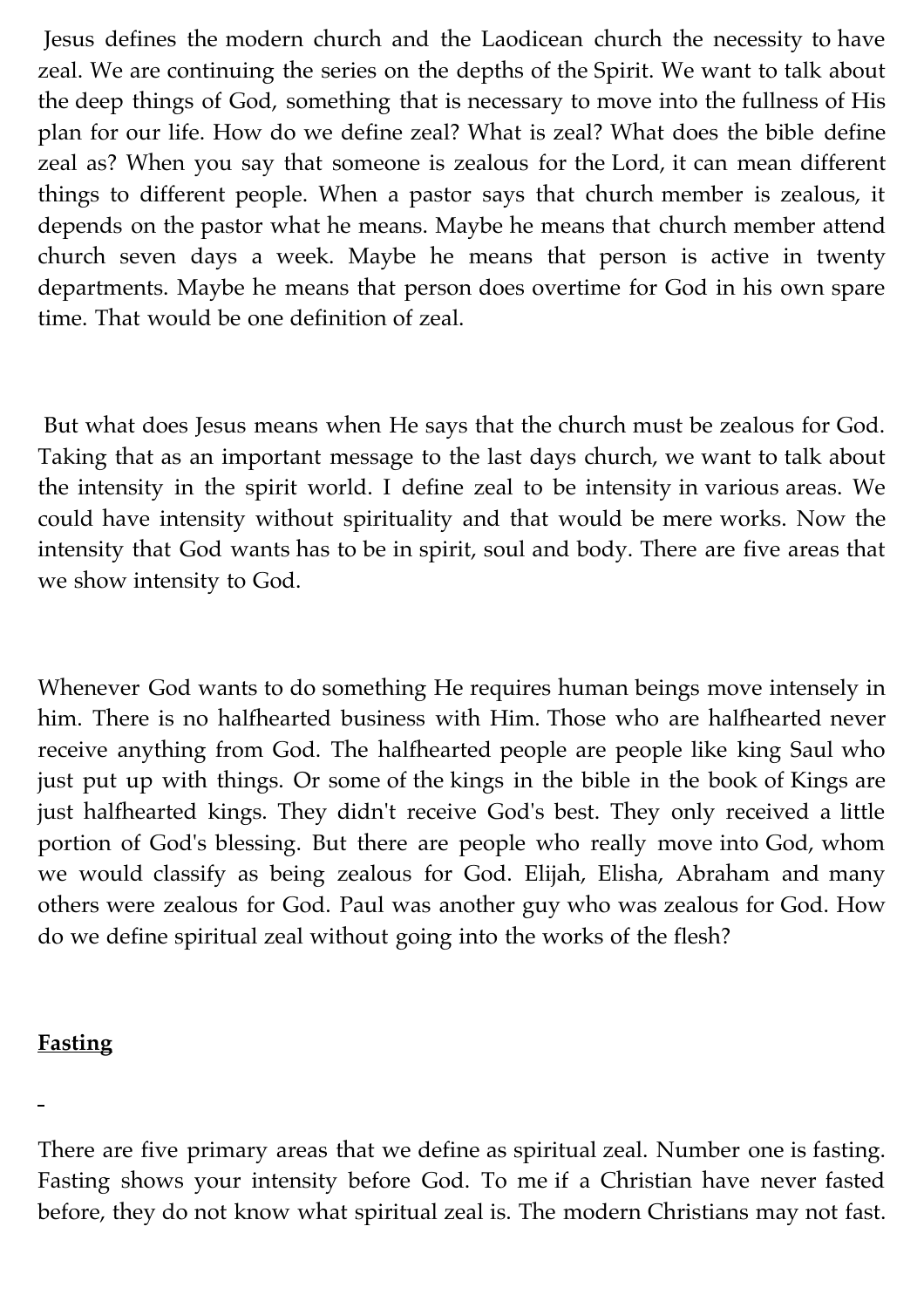Jesus defines the modern church and the Laodicean church the necessity to have zeal. We are continuing the series on the depths of the Spirit. We want to talk about the deep things of God, something that is necessary to move into the fullness of His plan for our life. How do we define zeal? What is zeal? What does the bible define zeal as? When you say that someone is zealous for the Lord, it can mean different things to different people. When a pastor says that church member is zealous, it depends on the pastor what he means. Maybe he means that church member attend church seven days a week. Maybe he means that person is active in twenty departments. Maybe he means that person does overtime for God in his own spare time. That would be one definition of zeal.

But what does Jesus means when He says that the church must be zealous for God. Taking that as an important message to the last days church, we want to talk about the intensity in the spirit world. I define zeal to be intensity in various areas. We could have intensity without spirituality and that would be mere works. Now the intensity that God wants has to be in spirit, soul and body. There are five areas that we show intensity to God.

Whenever God wants to do something He requires human beings move intensely in him. There is no halfhearted business with Him. Those who are halfhearted never receive anything from God. The halfhearted people are people like king Saul who just put up with things. Or some of the kings in the bible in the book of Kings are just halfhearted kings. They didn't receive God's best. They only received a little portion of God's blessing. But there are people who really move into God, whom we would classify as being zealous for God. Elijah, Elisha, Abraham and many others were zealous for God. Paul was another guy who was zealous for God. How do we define spiritual zeal without going into the works of the flesh?

**Fasting**

There are five primary areas that we define as spiritual zeal. Number one is fasting. Fasting shows your intensity before God. To me if a Christian have never fasted before, they do not know what spiritual zeal is. The modern Christians may not fast.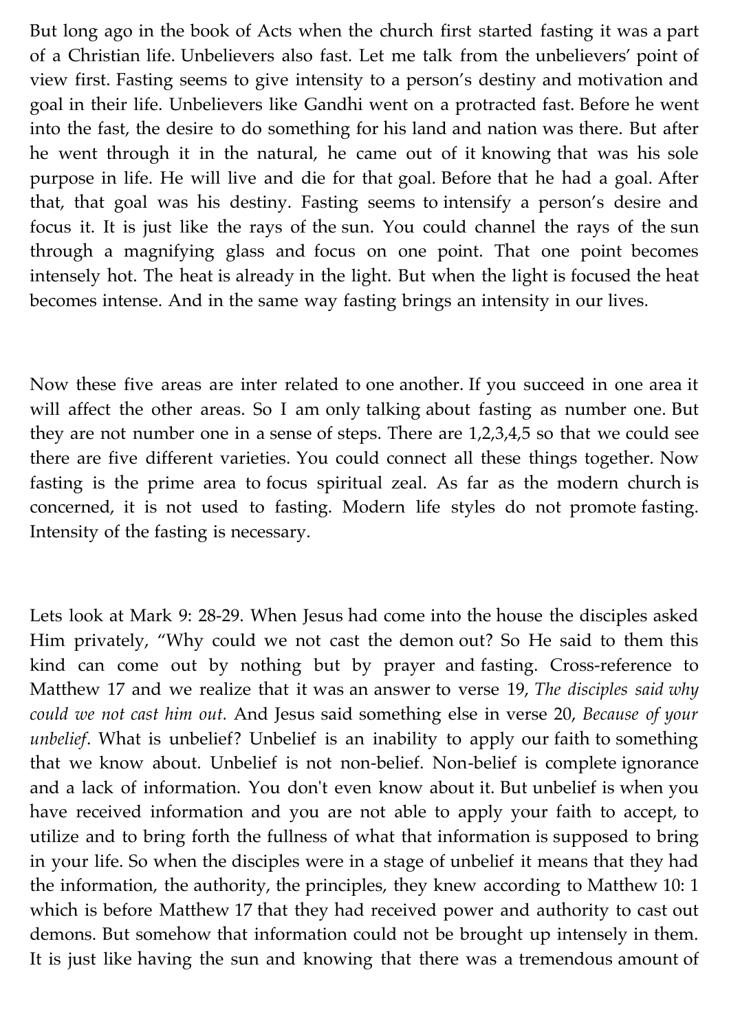But long ago in the book of Acts when the church first started fasting it was a part of a Christian life. Unbelievers also fast. Let me talk from the unbelievers' point of view first. Fasting seems to give intensity to a person's destiny and motivation and goal in their life. Unbelievers like Gandhi went on a protracted fast. Before he went into the fast, the desire to do something for his land and nation was there. But after he went through it in the natural, he came out of it knowing that was his sole purpose in life. He will live and die for that goal. Before that he had a goal. After that, that goal was his destiny. Fasting seems to intensify a person's desire and focus it. It is just like the rays of the sun. You could channel the rays of the sun through a magnifying glass and focus on one point. That one point becomes intensely hot. The heat is already in the light. But when the light is focused the heat becomes intense. And in the same way fasting brings an intensity in our lives.

Now these five areas are inter related to one another. If you succeed in one area it will affect the other areas. So I am only talking about fasting as number one. But they are not number one in a sense of steps. There are 1,2,3,4,5 so that we could see there are five different varieties. You could connect all these things together. Now fasting is the prime area to focus spiritual zeal. As far as the modern church is concerned, it is not used to fasting. Modern life styles do not promote fasting. Intensity of the fasting is necessary.

Lets look at Mark 9: 28-29. When Jesus had come into the house the disciples asked Him privately, "Why could we not cast the demon out? So He said to them this kind can come out by nothing but by prayer and fasting. Cross-reference to Matthew 17 and we realize that it was an answer to verse 19, *The disciples said why could we not cast him out.* And Jesus said something else in verse 20, *Because of your unbelief*. What is unbelief? Unbelief is an inability to apply our faith to something that we know about. Unbelief is not non-belief. Non-belief is complete ignorance and a lack of information. You don't even know about it. But unbelief is when you have received information and you are not able to apply your faith to accept, to utilize and to bring forth the fullness of what that information is supposed to bring in your life. So when the disciples were in a stage of unbelief it means that they had the information, the authority, the principles, they knew according to Matthew 10: 1 which is before Matthew 17 that they had received power and authority to cast out demons. But somehow that information could not be brought up intensely in them. It is just like having the sun and knowing that there was a tremendous amount of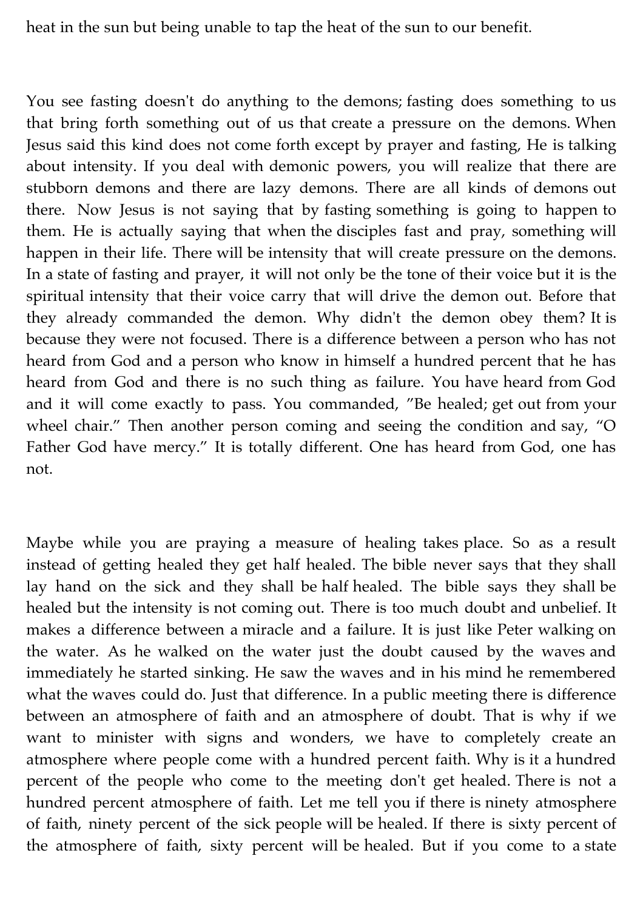heat in the sun but being unable to tap the heat of the sun to our benefit.

You see fasting doesn't do anything to the demons; fasting does something to us that bring forth something out of us that create a pressure on the demons. When Jesus said this kind does not come forth except by prayer and fasting, He is talking about intensity. If you deal with demonic powers, you will realize that there are stubborn demons and there are lazy demons. There are all kinds of demons out there. Now Jesus is not saying that by fasting something is going to happen to them. He is actually saying that when the disciples fast and pray, something will happen in their life. There will be intensity that will create pressure on the demons. In a state of fasting and prayer, it will not only be the tone of their voice but it is the spiritual intensity that their voice carry that will drive the demon out. Before that they already commanded the demon. Why didn't the demon obey them? It is because they were not focused. There is a difference between a person who has not heard from God and a person who know in himself a hundred percent that he has heard from God and there is no such thing as failure. You have heard from God and it will come exactly to pass. You commanded, "Be healed; get out from your wheel chair." Then another person coming and seeing the condition and say, "O Father God have mercy." It is totally different. One has heard from God, one has not.

Maybe while you are praying a measure of healing takes place. So as a result instead of getting healed they get half healed. The bible never says that they shall lay hand on the sick and they shall be half healed. The bible says they shall be healed but the intensity is not coming out. There is too much doubt and unbelief. It makes a difference between a miracle and a failure. It is just like Peter walking on the water. As he walked on the water just the doubt caused by the waves and immediately he started sinking. He saw the waves and in his mind he remembered what the waves could do. Just that difference. In a public meeting there is difference between an atmosphere of faith and an atmosphere of doubt. That is why if we want to minister with signs and wonders, we have to completely create an atmosphere where people come with a hundred percent faith. Why is it a hundred percent of the people who come to the meeting don't get healed. There is not a hundred percent atmosphere of faith. Let me tell you if there is ninety atmosphere of faith, ninety percent of the sick people will be healed. If there is sixty percent of the atmosphere of faith, sixty percent will be healed. But if you come to a state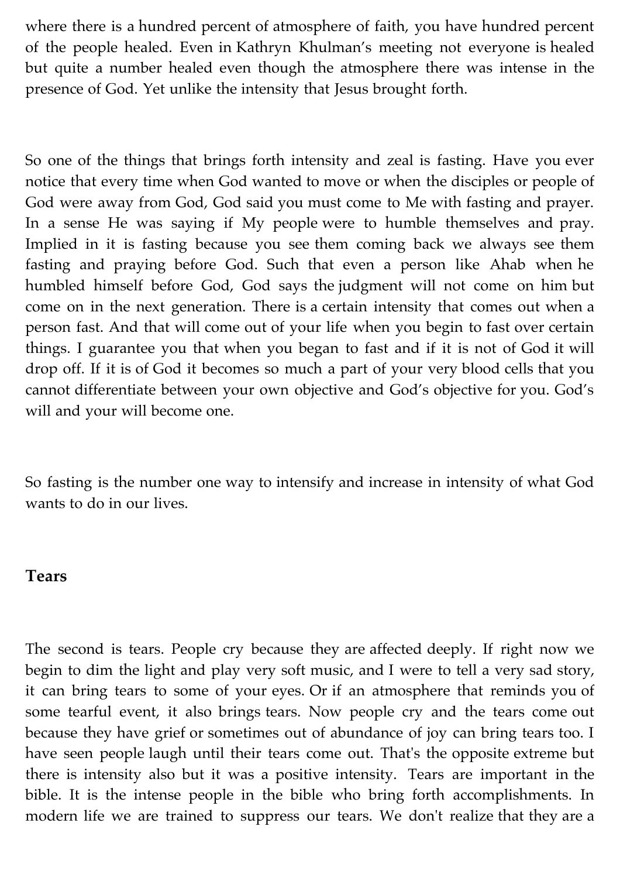where there is a hundred percent of atmosphere of faith, you have hundred percent of the people healed. Even in Kathryn Khulman's meeting not everyone is healed but quite a number healed even though the atmosphere there was intense in the presence of God. Yet unlike the intensity that Jesus brought forth.

So one of the things that brings forth intensity and zeal is fasting. Have you ever notice that every time when God wanted to move or when the disciples or people of God were away from God, God said you must come to Me with fasting and prayer. In a sense He was saying if My people were to humble themselves and pray. Implied in it is fasting because you see them coming back we always see them fasting and praying before God. Such that even a person like Ahab when he humbled himself before God, God says the judgment will not come on him but come on in the next generation. There is a certain intensity that comes out when a person fast. And that will come out of your life when you begin to fast over certain things. I guarantee you that when you began to fast and if it is not of God it will drop off. If it is of God it becomes so much a part of your very blood cells that you cannot differentiate between your own objective and God's objective for you. God's will and your will become one.

So fasting is the number one way to intensify and increase in intensity of what God wants to do in our lives.

**Tears**

The second is tears. People cry because they are affected deeply. If right now we begin to dim the light and play very soft music, and I were to tell a very sad story, it can bring tears to some of your eyes. Or if an atmosphere that reminds you of some tearful event, it also brings tears. Now people cry and the tears come out because they have grief or sometimes out of abundance of joy can bring tears too. I have seen people laugh until their tears come out. That's the opposite extreme but there is intensity also but it was a positive intensity. Tears are important in the bible. It is the intense people in the bible who bring forth accomplishments. In modern life we are trained to suppress our tears. We don't realize that they are a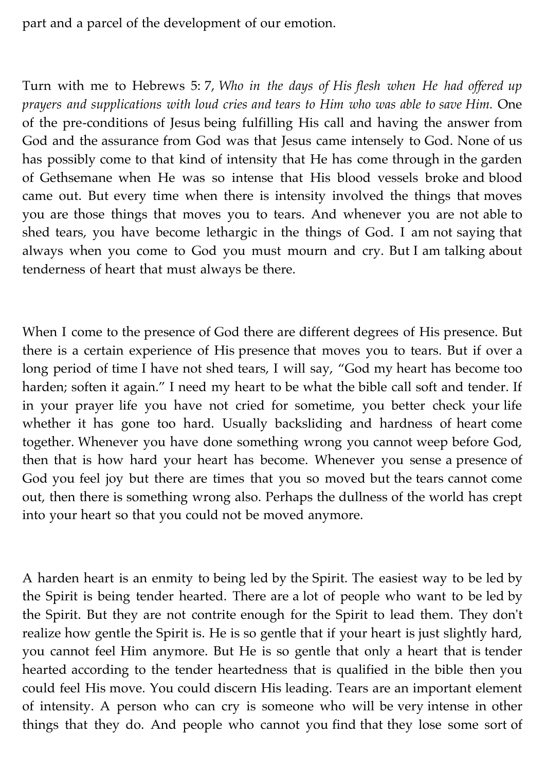part and a parcel of the development of our emotion.

Turn with me to Hebrews 5: 7, *Who in the days of His flesh when He had offered up prayers and supplications with loud cries and tears to Him who was able to save Him.* One of the pre-conditions of Jesus being fulfilling His call and having the answer from God and the assurance from God was that Jesus came intensely to God. None of us has possibly come to that kind of intensity that He has come through in the garden of Gethsemane when He was so intense that His blood vessels broke and blood came out. But every time when there is intensity involved the things that moves you are those things that moves you to tears. And whenever you are not able to shed tears, you have become lethargic in the things of God. I am not saying that always when you come to God you must mourn and cry. But I am talking about tenderness of heart that must always be there.

When I come to the presence of God there are different degrees of His presence. But there is a certain experience of His presence that moves you to tears. But if over a long period of time I have not shed tears, I will say, "God my heart has become too harden; soften it again." I need my heart to be what the bible call soft and tender. If in your prayer life you have not cried for sometime, you better check your life whether it has gone too hard. Usually backsliding and hardness of heart come together. Whenever you have done something wrong you cannot weep before God, then that is how hard your heart has become. Whenever you sense a presence of God you feel joy but there are times that you so moved but the tears cannot come out, then there is something wrong also. Perhaps the dullness of the world has crept into your heart so that you could not be moved anymore.

A harden heart is an enmity to being led by the Spirit. The easiest way to be led by the Spirit is being tender hearted. There are a lot of people who want to be led by the Spirit. But they are not contrite enough for the Spirit to lead them. They don't realize how gentle the Spirit is. He is so gentle that if your heart is just slightly hard, you cannot feel Him anymore. But He is so gentle that only a heart that is tender hearted according to the tender heartedness that is qualified in the bible then you could feel His move. You could discern His leading. Tears are an important element of intensity. A person who can cry is someone who will be very intense in other things that they do. And people who cannot you find that they lose some sort of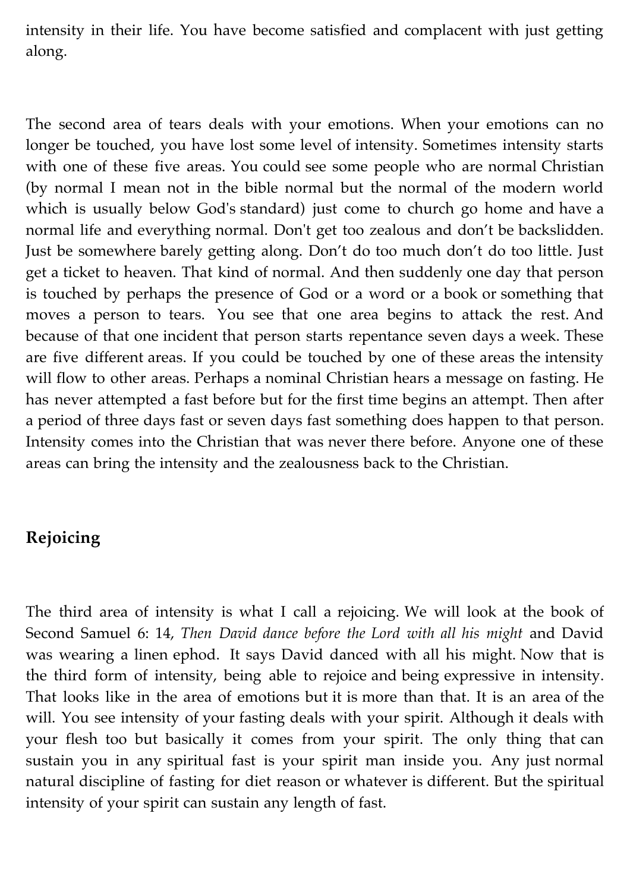intensity in their life. You have become satisfied and complacent with just getting along.

The second area of tears deals with your emotions. When your emotions can no longer be touched, you have lost some level of intensity. Sometimes intensity starts with one of these five areas. You could see some people who are normal Christian (by normal I mean not in the bible normal but the normal of the modern world which is usually below God's standard) just come to church go home and have a normal life and everything normal. Don't get too zealous and don't be backslidden. Just be somewhere barely getting along. Don't do too much don't do too little. Just get a ticket to heaven. That kind of normal. And then suddenly one day that person is touched by perhaps the presence of God or a word or a book or something that moves a person to tears. You see that one area begins to attack the rest. And because of that one incident that person starts repentance seven days a week. These are five different areas. If you could be touched by one of these areas the intensity will flow to other areas. Perhaps a nominal Christian hears a message on fasting. He has never attempted a fast before but for the first time begins an attempt. Then after a period of three days fast or seven days fast something does happen to that person. Intensity comes into the Christian that was never there before. Anyone one of these areas can bring the intensity and the zealousness back to the Christian.

## Rejoicing

The third area of intensity is what I call a rejoicing. We will look at the book of Second Samuel 6: 14, *Then David dance before the Lord with all his might* and David was wearing a linen ephod. It says David danced with all his might. Now that is the third form of intensity, being able to rejoice and being expressive in intensity. That looks like in the area of emotions but it is more than that. It is an area of the will. You see intensity of your fasting deals with your spirit. Although it deals with your flesh too but basically it comes from your spirit. The only thing that can sustain you in any spiritual fast is your spirit man inside you. Any just normal natural discipline of fasting for diet reason or whatever is different. But the spiritual intensity of your spirit can sustain any length of fast.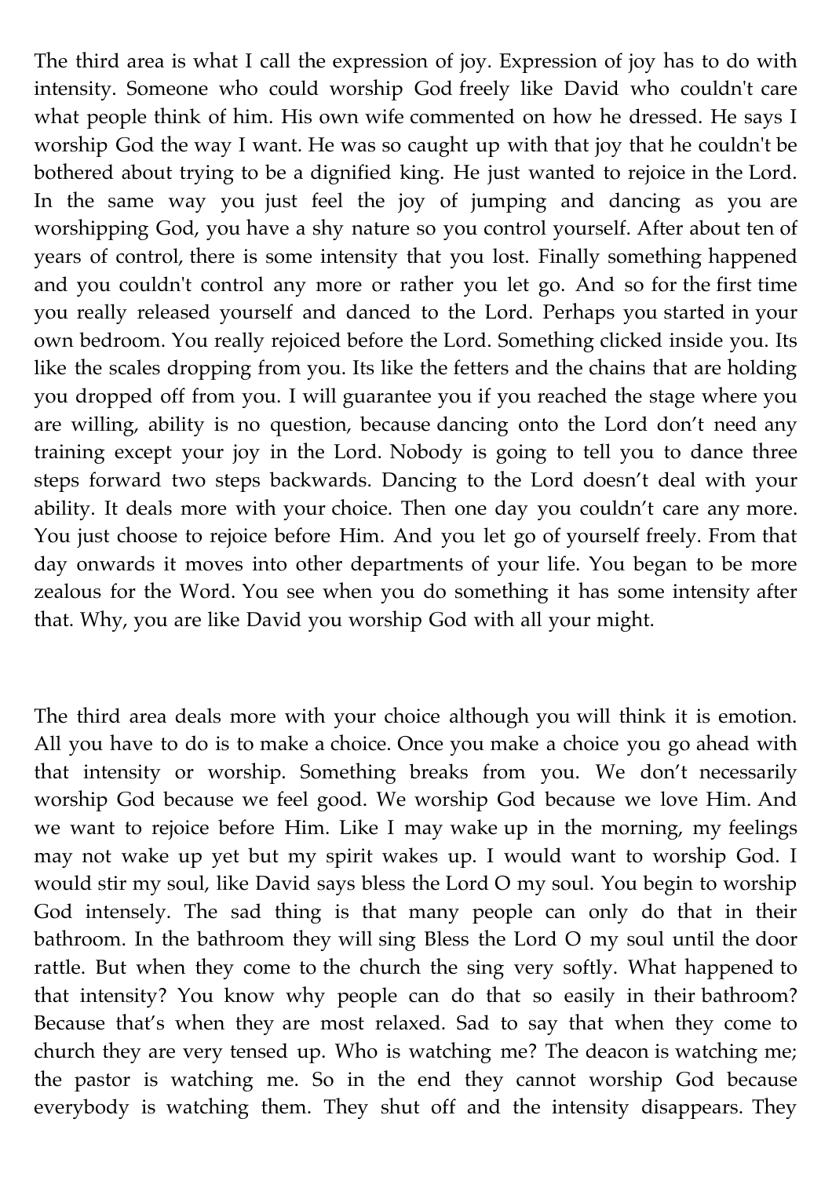The third area is what I call the expression of joy. Expression of joy has to do with intensity. Someone who could worship God freely like David who couldn't care what people think of him. His own wife commented on how he dressed. He says I worship God the way I want. He was so caught up with that joy that he couldn't be bothered about trying to be a dignified king. He just wanted to rejoice in the Lord. In the same way you just feel the joy of jumping and dancing as you are worshipping God, you have a shy nature so you control yourself. After about ten of years of control, there is some intensity that you lost. Finally something happened and you couldn't control any more or rather you let go. And so for the first time you really released yourself and danced to the Lord. Perhaps you started in your own bedroom. You really rejoiced before the Lord. Something clicked inside you. Its like the scales dropping from you. Its like the fetters and the chains that are holding you dropped off from you. I will guarantee you if you reached the stage where you are willing, ability is no question, because dancing onto the Lord don't need any training except your joy in the Lord. Nobody is going to tell you to dance three steps forward two steps backwards. Dancing to the Lord doesn't deal with your ability. It deals more with your choice. Then one day you couldn't care any more. You just choose to rejoice before Him. And you let go of yourself freely. From that day onwards it moves into other departments of your life. You began to be more zealous for the Word. You see when you do something it has some intensity after that. Why, you are like David you worship God with all your might.

The third area deals more with your choice although you will think it is emotion. All you have to do is to make a choice. Once you make a choice you go ahead with that intensity or worship. Something breaks from you. We don't necessarily worship God because we feel good. We worship God because we love Him. And we want to rejoice before Him. Like I may wake up in the morning, my feelings may not wake up yet but my spirit wakes up. I would want to worship God. I would stir my soul, like David says bless the Lord O my soul. You begin to worship God intensely. The sad thing is that many people can only do that in their bathroom. In the bathroom they will sing Bless the Lord O my soul until the door rattle. But when they come to the church the sing very softly. What happened to that intensity? You know why people can do that so easily in their bathroom? Because that's when they are most relaxed. Sad to say that when they come to church they are very tensed up. Who is watching me? The deacon is watching me; the pastor is watching me. So in the end they cannot worship God because everybody is watching them. They shut off and the intensity disappears. They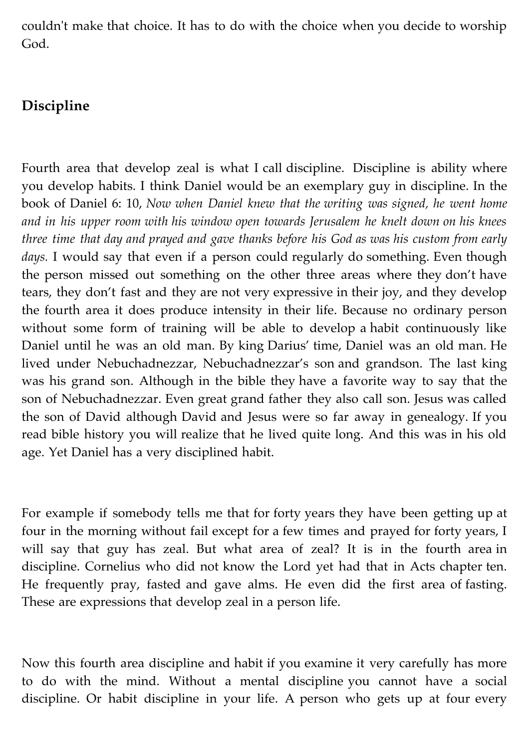couldn't make that choice. It has to do with the choice when you decide to worship God.

## Discipline

Fourth area that develop zeal is what I call discipline. Discipline is ability where you develop habits. I think Daniel would be an exemplary guy in discipline. In the book of Daniel 6: 10, *Now when Daniel knew that the writing was signed, he went home and in his upper room with his window open towards Jerusalem he knelt down on his knees three time that day and prayed and gave thanks before his God as was his custom from early days.* I would say that even if a person could regularly do something. Even though the person missed out something on the other three areas where they don't have tears, they don't fast and they are not very expressive in their joy, and they develop the fourth area it does produce intensity in their life. Because no ordinary person without some form of training will be able to develop a habit continuously like Daniel until he was an old man. By king Darius' time, Daniel was an old man. He lived under Nebuchadnezzar, Nebuchadnezzar's son and grandson. The last king was his grand son. Although in the bible they have a favorite way to say that the son of Nebuchadnezzar. Even great grand father they also call son. Jesus was called the son of David although David and Jesus were so far away in genealogy. If you read bible history you will realize that he lived quite long. And this was in his old age. Yet Daniel has a very disciplined habit.

For example if somebody tells me that for forty years they have been getting up at four in the morning without fail except for a few times and prayed for forty years, I will say that guy has zeal. But what area of zeal? It is in the fourth area in discipline. Cornelius who did not know the Lord yet had that in Acts chapter ten. He frequently pray, fasted and gave alms. He even did the first area of fasting. These are expressions that develop zeal in a person life.

Now this fourth area discipline and habit if you examine it very carefully has more to do with the mind. Without a mental discipline you cannot have a social discipline. Or habit discipline in your life. A person who gets up at four every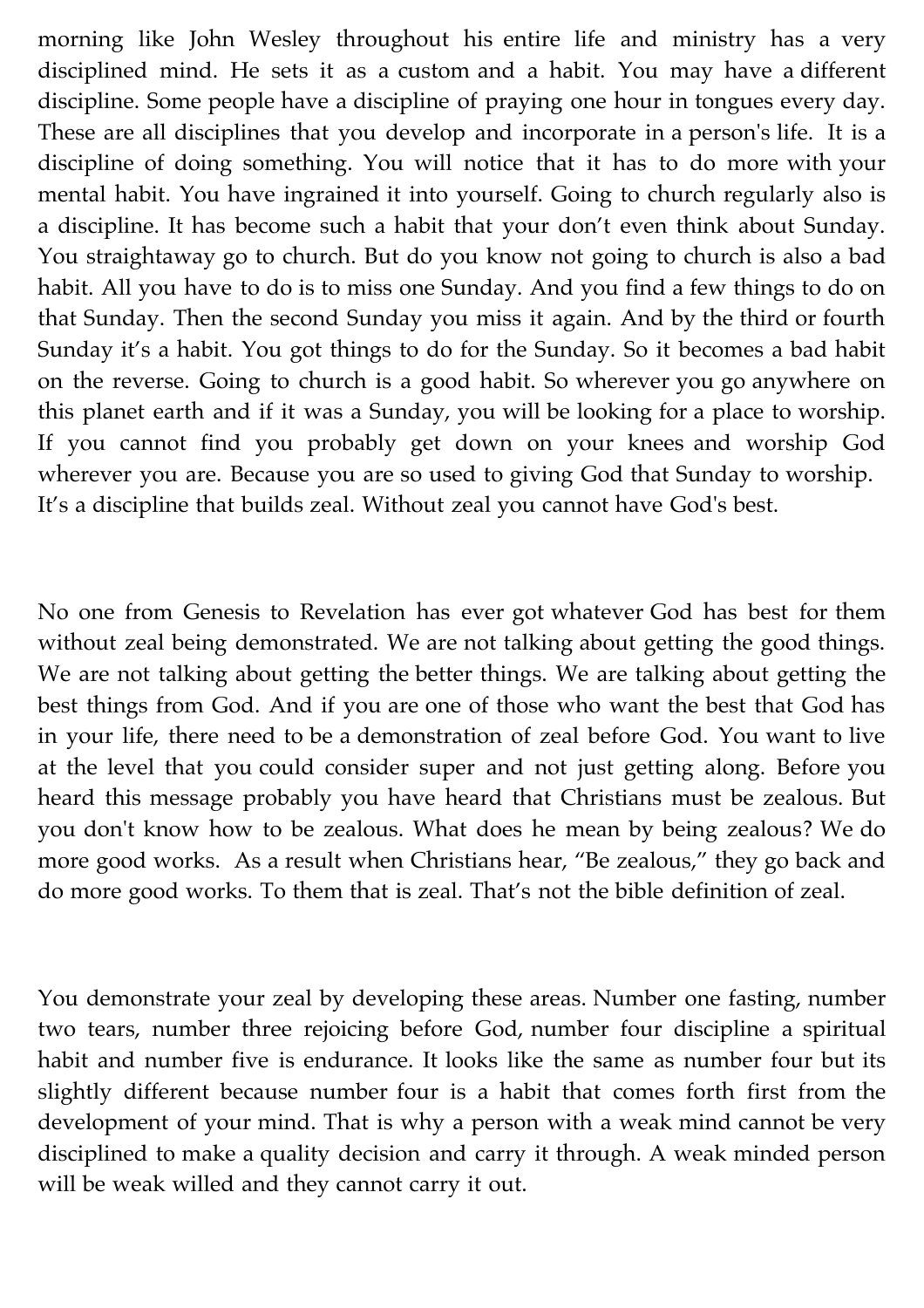morning like John Wesley throughout his entire life and ministry has a very disciplined mind. He sets it as a custom and a habit. You may have a different discipline. Some people have a discipline of praying one hour in tongues every day. These are all disciplines that you develop and incorporate in a person's life. It is a discipline of doing something. You will notice that it has to do more with your mental habit. You have ingrained it into yourself. Going to church regularly also is a discipline. It has become such a habit that your don't even think about Sunday. You straightaway go to church. But do you know not going to church is also a bad habit. All you have to do is to miss one Sunday. And you find a few things to do on that Sunday. Then the second Sunday you miss it again. And by the third or fourth Sunday it's a habit. You got things to do for the Sunday. So it becomes a bad habit on the reverse. Going to church is a good habit. So wherever you go anywhere on this planet earth and if it was a Sunday, you will be looking for a place to worship. If you cannot find you probably get down on your knees and worship God wherever you are. Because you are so used to giving God that Sunday to worship. It's a discipline that builds zeal. Without zeal you cannot have God's best.

No one from Genesis to Revelation has ever got whatever God has best for them without zeal being demonstrated. We are not talking about getting the good things. We are not talking about getting the better things. We are talking about getting the best things from God. And if you are one of those who want the best that God has in your life, there need to be a demonstration of zeal before God. You want to live at the level that you could consider super and not just getting along. Before you heard this message probably you have heard that Christians must be zealous. But you don't know how to be zealous. What does he mean by being zealous? We do more good works. As a result when Christians hear, "Be zealous," they go back and do more good works. To them that is zeal. That's not the bible definition of zeal.

You demonstrate your zeal by developing these areas. Number one fasting, number two tears, number three rejoicing before God, number four discipline a spiritual habit and number five is endurance. It looks like the same as number four but its slightly different because number four is a habit that comes forth first from the development of your mind. That is why a person with a weak mind cannot be very disciplined to make a quality decision and carry it through. A weak minded person will be weak willed and they cannot carry it out.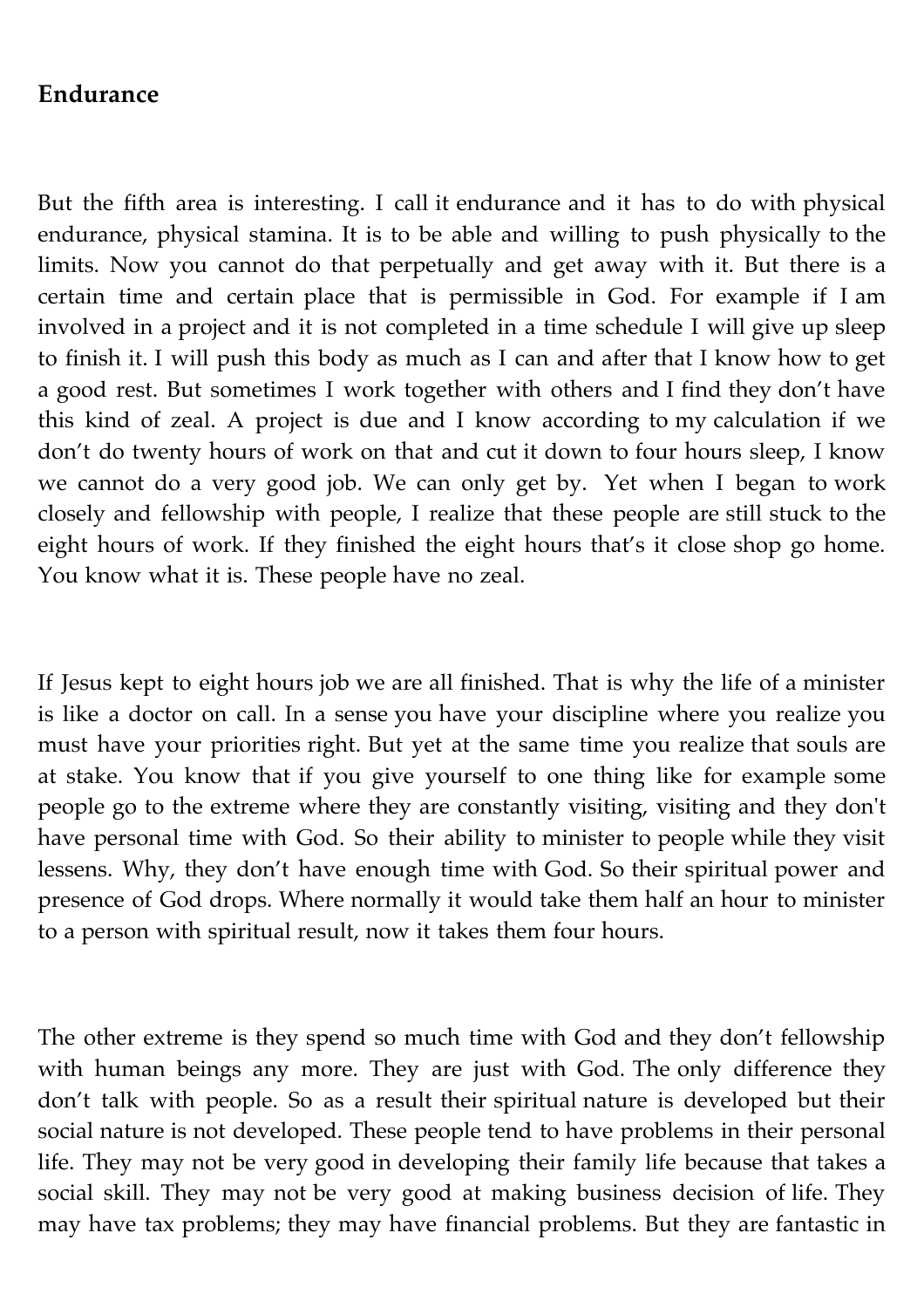## Endurance

But the fifth area is interesting. I call it endurance and it has to do with physical endurance, physical stamina. It is to be able and willing to push physically to the limits. Now you cannot do that perpetually and get away with it. But there is a certain time and certain place that is permissible in God. For example if I am involved in a project and it is not completed in a time schedule I will give up sleep to finish it. I will push this body as much as I can and after that I know how to get a good rest. But sometimes I work together with others and I find they don't have this kind of zeal. A project is due and I know according to my calculation if we don't do twenty hours of work on that and cut it down to four hours sleep, I know we cannot do a very good job. We can only get by. Yet when I began to work closely and fellowship with people, I realize that these people are still stuck to the eight hours of work. If they finished the eight hours that's it close shop go home. You know what it is. These people have no zeal.

If Jesus kept to eight hours job we are all finished. That is why the life of a minister is like a doctor on call. In a sense you have your discipline where you realize you must have your priorities right. But yet at the same time you realize that souls are at stake. You know that if you give yourself to one thing like for example some people go to the extreme where they are constantly visiting, visiting and they don't have personal time with God. So their ability to minister to people while they visit lessens. Why, they don't have enough time with God. So their spiritual power and presence of God drops. Where normally it would take them half an hour to minister to a person with spiritual result, now it takes them four hours.

The other extreme is they spend so much time with God and they don't fellowship with human beings any more. They are just with God. The only difference they don't talk with people. So as a result their spiritual nature is developed but their social nature is not developed. These people tend to have problems in their personal life. They may not be very good in developing their family life because that takes a social skill. They may not be very good at making business decision of life. They may have tax problems; they may have financial problems. But they are fantastic in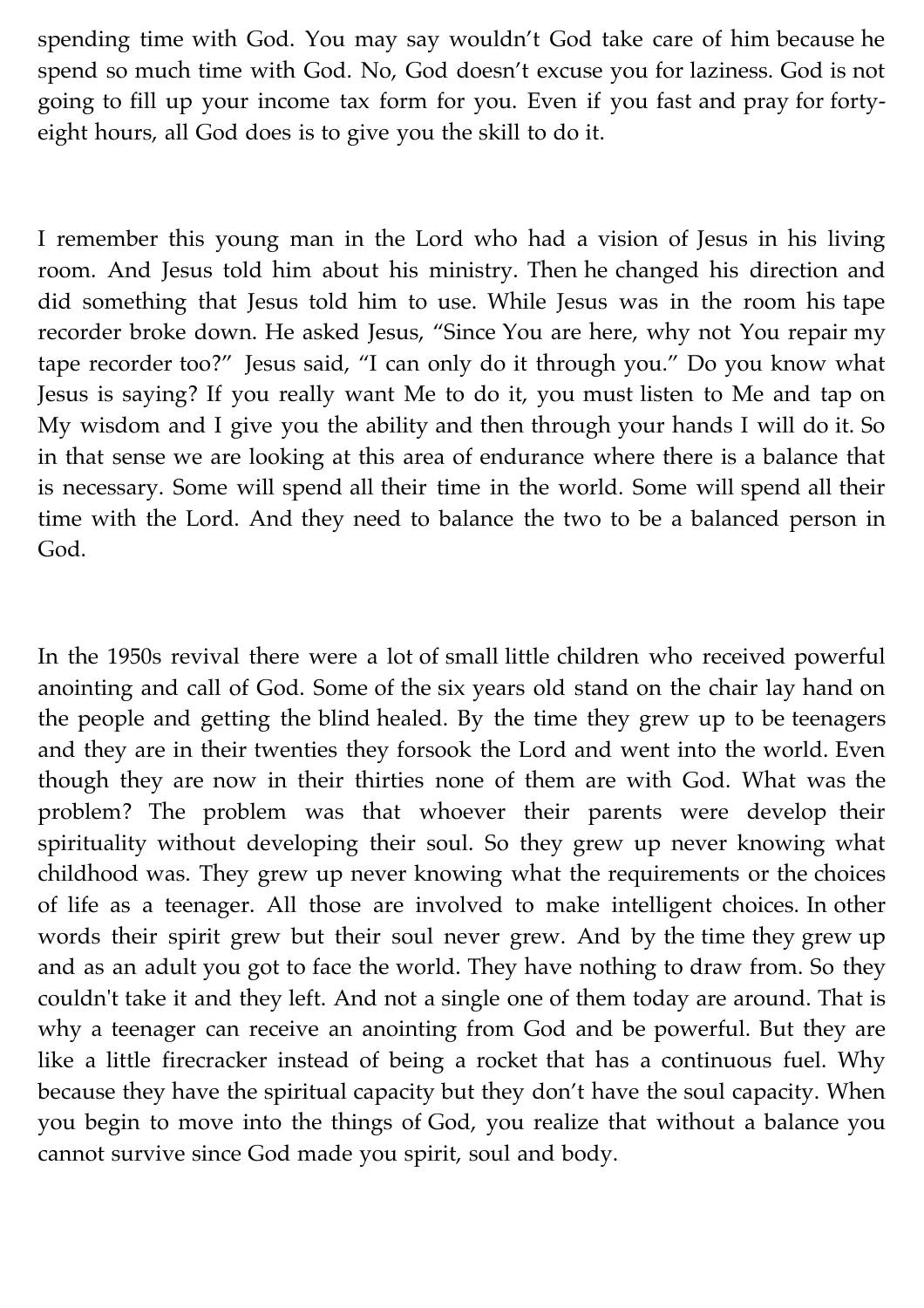spending time with God. You may say wouldn't God take care of him because he spend so much time with God. No, God doesn't excuse you for laziness. God is not going to fill up your income tax form for you. Even if you fast and pray for forty-eight hours, all God does is to give you the skill to do it.

I remember this young man in the Lord who had a vision of Jesus in his living room. And Jesus told him about his ministry. Then he changed his direction and did something that Jesus told him to use. While Jesus was in the room his tape recorder broke down. He asked Jesus, "Since You are here, why not You repair my tape recorder too?" Jesus said, "I can only do it through you." Do you know what Jesus is saying? If you really want Me to do it, you must listen to Me and tap on My wisdom and I give you the ability and then through your hands I will do it. So in that sense we are looking at this area of endurance where there is a balance that is necessary. Some will spend all their time in the world. Some will spend all their time with the Lord. And they need to balance the two to be a balanced person in God.

In the 1950s revival there were a lot of small little children who received powerful anointing and call of God. Some of the six years old stand on the chair lay hand on the people and getting the blind healed. By the time they grew up to be teenagers and they are in their twenties they forsook the Lord and went into the world. Even though they are now in their thirties none of them are with God. What was the problem? The problem was that whoever their parents were develop their spirituality without developing their soul. So they grew up never knowing what childhood was. They grew up never knowing what the requirements or the choices of life as a teenager. All those are involved to make intelligent choices. In other words their spirit grew but their soul never grew. And by the time they grew up and as an adult you got to face the world. They have nothing to draw from. So they couldn't take it and they left. And not a single one of them today are around. That is why a teenager can receive an anointing from God and be powerful. But they are like a little firecracker instead of being a rocket that has a continuous fuel. Why because they have the spiritual capacity but they don't have the soul capacity. When you begin to move into the things of God, you realize that without a balance you cannot survive since God made you spirit, soul and body.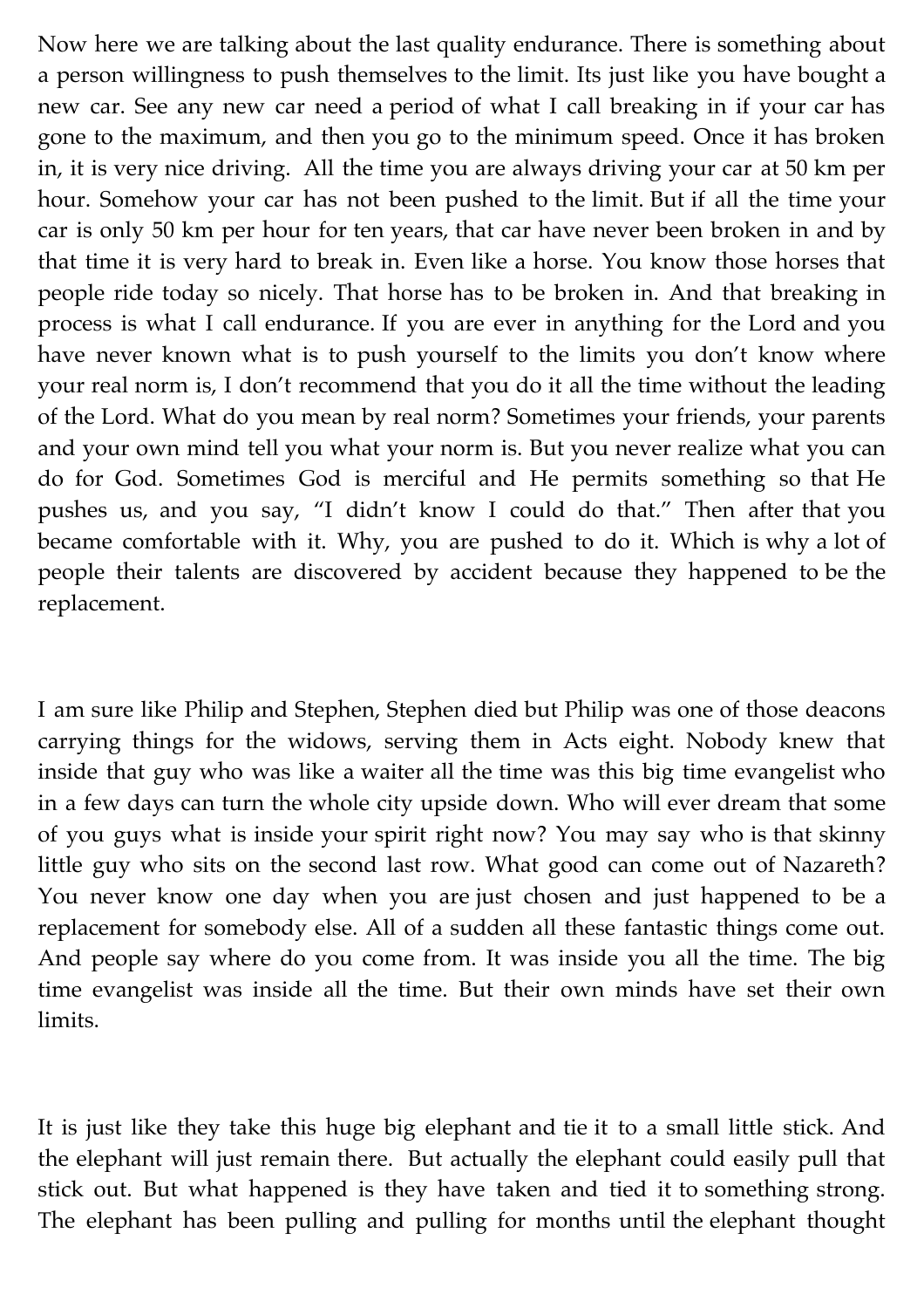Now here we are talking about the last quality endurance. There is something about a person willingness to push themselves to the limit. Its just like you have bought a new car. See any new car need a period of what I call breaking in if your car has gone to the maximum, and then you go to the minimum speed. Once it has broken in, it is very nice driving. All the time you are always driving your car at 50 km per hour. Somehow your car has not been pushed to the limit. But if all the time your car is only 50 km per hour for ten years, that car have never been broken in and by that time it is very hard to break in. Even like a horse. You know those horses that people ride today so nicely. That horse has to be broken in. And that breaking in process is what I call endurance. If you are ever in anything for the Lord and you have never known what is to push yourself to the limits you don't know where your real norm is, I don't recommend that you do it all the time without the leading of the Lord. What do you mean by real norm? Sometimes your friends, your parents and your own mind tell you what your norm is. But you never realize what you can do for God. Sometimes God is merciful and He permits something so that He pushes us, and you say, "I didn't know I could do that." Then after that you became comfortable with it. Why, you are pushed to do it. Which is why a lot of people their talents are discovered by accident because they happened to be the replacement.

I am sure like Philip and Stephen, Stephen died but Philip was one of those deacons carrying things for the widows, serving them in Acts eight. Nobody knew that inside that guy who was like a waiter all the time was this big time evangelist who in a few days can turn the whole city upside down. Who will ever dream that some of you guys what is inside your spirit right now? You may say who is that skinny little guy who sits on the second last row. What good can come out of Nazareth? You never know one day when you are just chosen and just happened to be a replacement for somebody else. All of a sudden all these fantastic things come out. And people say where do you come from. It was inside you all the time. The big time evangelist was inside all the time. But their own minds have set their own limits.

It is just like they take this huge big elephant and tie it to a small little stick. And the elephant will just remain there. But actually the elephant could easily pull that stick out. But what happened is they have taken and tied it to something strong. The elephant has been pulling and pulling for months until the elephant thought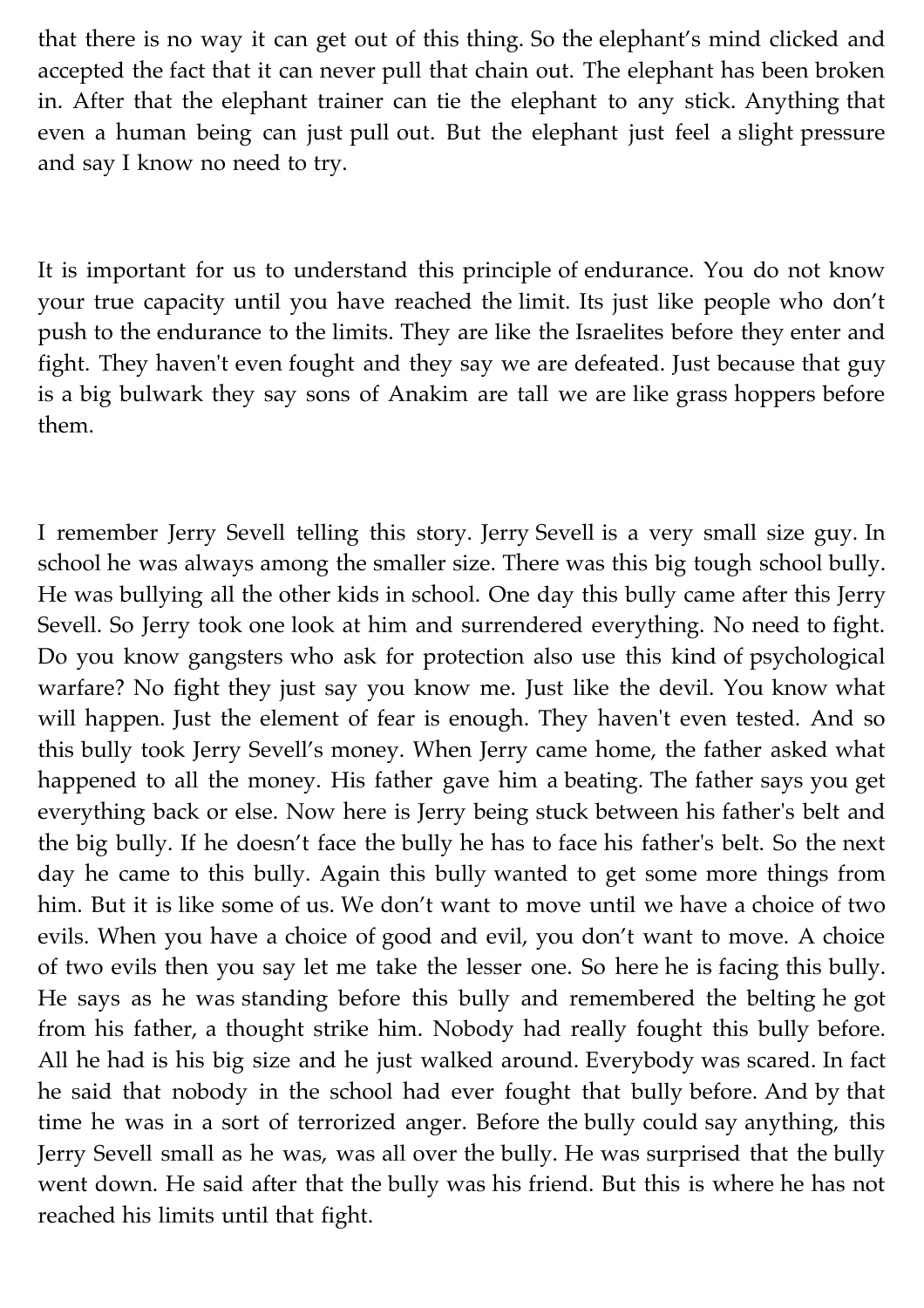that there is no way it can get out of this thing. So the elephant's mind clicked and accepted the fact that it can never pull that chain out. The elephant has been broken in. After that the elephant trainer can tie the elephant to any stick. Anything that even a human being can just pull out. But the elephant just feel a slight pressure and say I know no need to try.

It is important for us to understand this principle of endurance. You do not know your true capacity until you have reached the limit. Its just like people who don't push to the endurance to the limits. They are like the Israelites before they enter and fight. They haven't even fought and they say we are defeated. Just because that guy is a big bulwark they say sons of Anakim are tall we are like grass hoppers before them.

I remember Jerry Sevell telling this story. Jerry Sevell is a very small size guy. In school he was always among the smaller size. There was this big tough school bully. He was bullying all the other kids in school. One day this bully came after this Jerry Sevell. So Jerry took one look at him and surrendered everything. No need to fight. Do you know gangsters who ask for protection also use this kind of psychological warfare? No fight they just say you know me. Just like the devil. You know what will happen. Just the element of fear is enough. They haven't even tested. And so this bully took Jerry Sevell's money. When Jerry came home, the father asked what happened to all the money. His father gave him a beating. The father says you get everything back or else. Now here is Jerry being stuck between his father's belt and the big bully. If he doesn't face the bully he has to face his father's belt. So the next day he came to this bully. Again this bully wanted to get some more things from him. But it is like some of us. We don't want to move until we have a choice of two evils. When you have a choice of good and evil, you don't want to move. A choice of two evils then you say let me take the lesser one. So here he is facing this bully. He says as he was standing before this bully and remembered the belting he got from his father, a thought strike him. Nobody had really fought this bully before. All he had is his big size and he just walked around. Everybody was scared. In fact he said that nobody in the school had ever fought that bully before. And by that time he was in a sort of terrorized anger. Before the bully could say anything, this Jerry Sevell small as he was, was all over the bully. He was surprised that the bully went down. He said after that the bully was his friend. But this is where he has not reached his limits until that fight.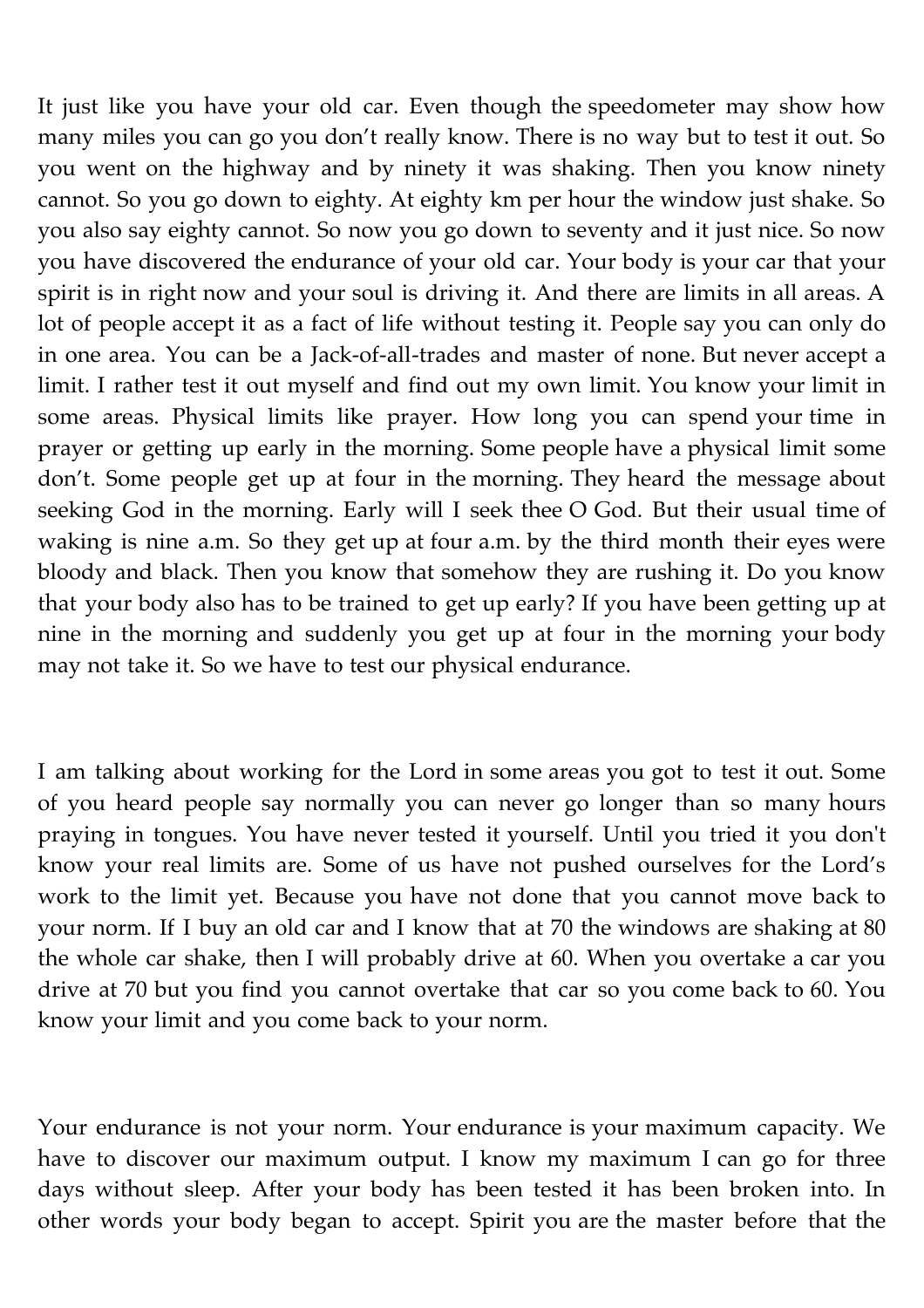It just like you have your old car. Even though the speedometer may show how many miles you can go you don't really know. There is no way but to test it out. So you went on the highway and by ninety it was shaking. Then you know ninety cannot. So you go down to eighty. At eighty km per hour the window just shake. So you also say eighty cannot. So now you go down to seventy and it just nice. So now you have discovered the endurance of your old car. Your body is your car that your spirit is in right now and your soul is driving it. And there are limits in all areas. A lot of people accept it as a fact of life without testing it. People say you can only do in one area. You can be a Jack-of-all-trades and master of none. But never accept a limit. I rather test it out myself and find out my own limit. You know your limit in some areas. Physical limits like prayer. How long you can spend your time in prayer or getting up early in the morning. Some people have a physical limit some don't. Some people get up at four in the morning. They heard the message about seeking God in the morning. Early will I seek thee O God. But their usual time of waking is nine a.m. So they get up at four a.m. by the third month their eyes were bloody and black. Then you know that somehow they are rushing it. Do you know that your body also has to be trained to get up early? If you have been getting up at nine in the morning and suddenly you get up at four in the morning your body may not take it. So we have to test our physical endurance.

I am talking about working for the Lord in some areas you got to test it out. Some of you heard people say normally you can never go longer than so many hours praying in tongues. You have never tested it yourself. Until you tried it you don't know your real limits are. Some of us have not pushed ourselves for the Lord's work to the limit yet. Because you have not done that you cannot move back to your norm. If I buy an old car and I know that at 70 the windows are shaking at 80 the whole car shake, then I will probably drive at 60. When you overtake a car you drive at 70 but you find you cannot overtake that car so you come back to 60. You know your limit and you come back to your norm.

Your endurance is not your norm. Your endurance is your maximum capacity. We have to discover our maximum output. I know my maximum I can go for three days without sleep. After your body has been tested it has been broken into. In other words your body began to accept. Spirit you are the master before that the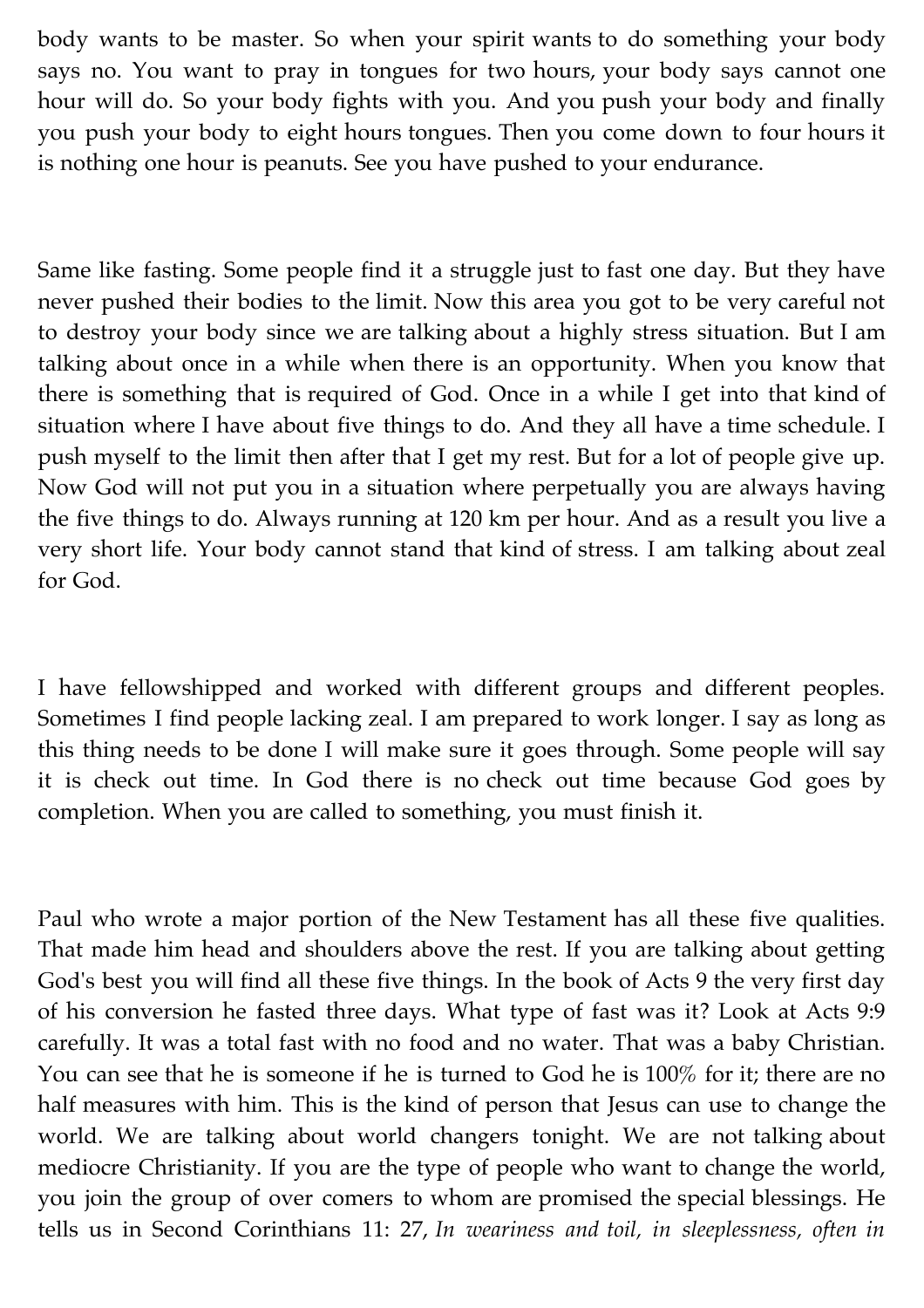body wants to be master. So when your spirit wants to do something your body says no. You want to pray in tongues for two hours, your body says cannot one hour will do. So your body fights with you. And you push your body and finally you push your body to eight hours tongues. Then you come down to four hours it is nothing one hour is peanuts. See you have pushed to your endurance.

Same like fasting. Some people find it a struggle just to fast one day. But they have never pushed their bodies to the limit. Now this area you got to be very careful not to destroy your body since we are talking about a highly stress situation. But I am talking about once in a while when there is an opportunity. When you know that there is something that is required of God. Once in a while I get into that kind of situation where I have about five things to do. And they all have a time schedule. I push myself to the limit then after that I get my rest. But for a lot of people give up. Now God will not put you in a situation where perpetually you are always having the five things to do. Always running at 120 km per hour. And as a result you live a very short life. Your body cannot stand that kind of stress. I am talking about zeal for God.

I have fellowshipped and worked with different groups and different peoples. Sometimes I find people lacking zeal. I am prepared to work longer. I say as long as this thing needs to be done I will make sure it goes through. Some people will say it is check out time. In God there is no check out time because God goes by completion. When you are called to something, you must finish it.

Paul who wrote a major portion of the New Testament has all these five qualities. That made him head and shoulders above the rest. If you are talking about getting God's best you will find all these five things. In the book of Acts 9 the very first day of his conversion he fasted three days. What type of fast was it? Look at Acts 9:9 carefully. It was a total fast with no food and no water. That was a baby Christian. You can see that he is someone if he is turned to God he is 100% for it; there are no half measures with him. This is the kind of person that Jesus can use to change the world. We are talking about world changers tonight. We are not talking about mediocre Christianity. If you are the type of people who want to change the world, you join the group of over comers to whom are promised the special blessings. He tells us in Second Corinthians 11: 27, *In weariness and toil, in sleeplessness, often in*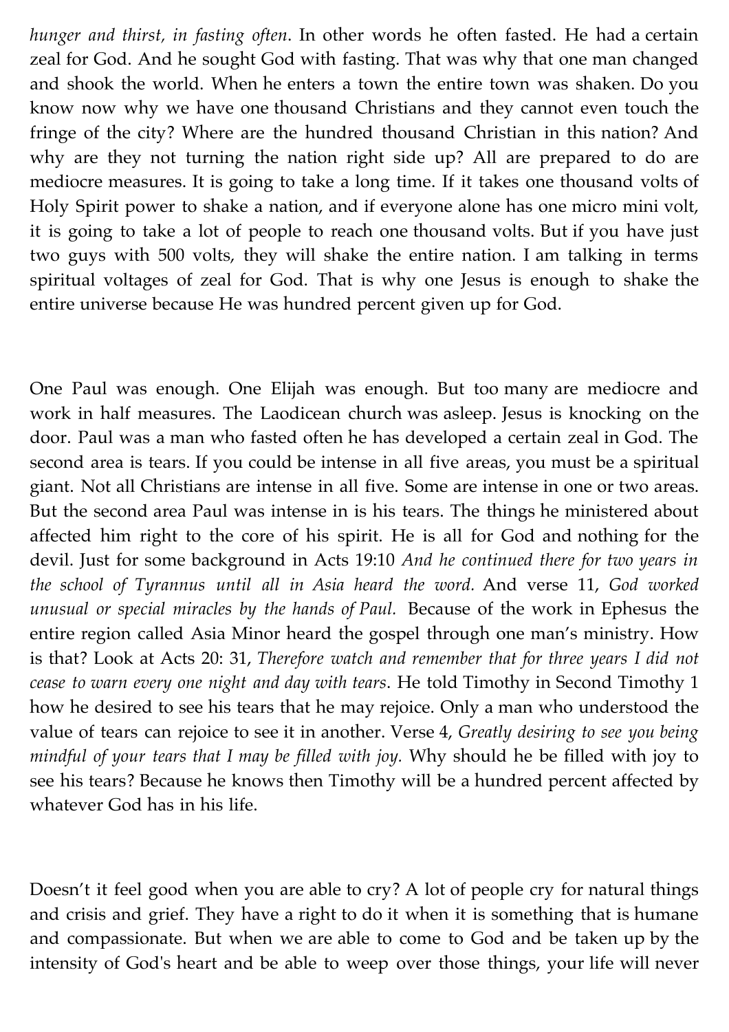*hunger and thirst, in fasting often*. In other words he often fasted. He had a certain zeal for God. And he sought God with fasting. That was why that one man changed and shook the world. When he enters a town the entire town was shaken. Do you know now why we have one thousand Christians and they cannot even touch the fringe of the city? Where are the hundred thousand Christian in this nation? And why are they not turning the nation right side up? All are prepared to do are mediocre measures. It is going to take a long time. If it takes one thousand volts of Holy Spirit power to shake a nation, and if everyone alone has one micro mini volt, it is going to take a lot of people to reach one thousand volts. But if you have just two guys with 500 volts, they will shake the entire nation. I am talking in terms spiritual voltages of zeal for God. That is why one Jesus is enough to shake the entire universe because He was hundred percent given up for God.

One Paul was enough. One Elijah was enough. But too many are mediocre and work in half measures. The Laodicean church was asleep. Jesus is knocking on the door. Paul was a man who fasted often he has developed a certain zeal in God. The second area is tears. If you could be intense in all five areas, you must be a spiritual giant. Not all Christians are intense in all five. Some are intense in one or two areas. But the second area Paul was intense in is his tears. The things he ministered about affected him right to the core of his spirit. He is all for God and nothing for the devil. Just for some background in Acts 19:10 *And he continued there for two years in the school of Tyrannus until all in Asia heard the word.* And verse 11, *God worked unusual or special miracles by the hands of Paul.* Because of the work in Ephesus the entire region called Asia Minor heard the gospel through one man's ministry. How is that? Look at Acts 20: 31, *Therefore watch and remember that for three years I did not cease to warn every one night and day with tears*. He told Timothy in Second Timothy 1 how he desired to see his tears that he may rejoice. Only a man who understood the value of tears can rejoice to see it in another. Verse 4, *Greatly desiring to see you being mindful of your tears that I may be filled with joy.* Why should he be filled with joy to see his tears? Because he knows then Timothy will be a hundred percent affected by whatever God has in his life.

Doesn't it feel good when you are able to cry? A lot of people cry for natural things and crisis and grief. They have a right to do it when it is something that is humane and compassionate. But when we are able to come to God and be taken up by the intensity of God's heart and be able to weep over those things, your life will never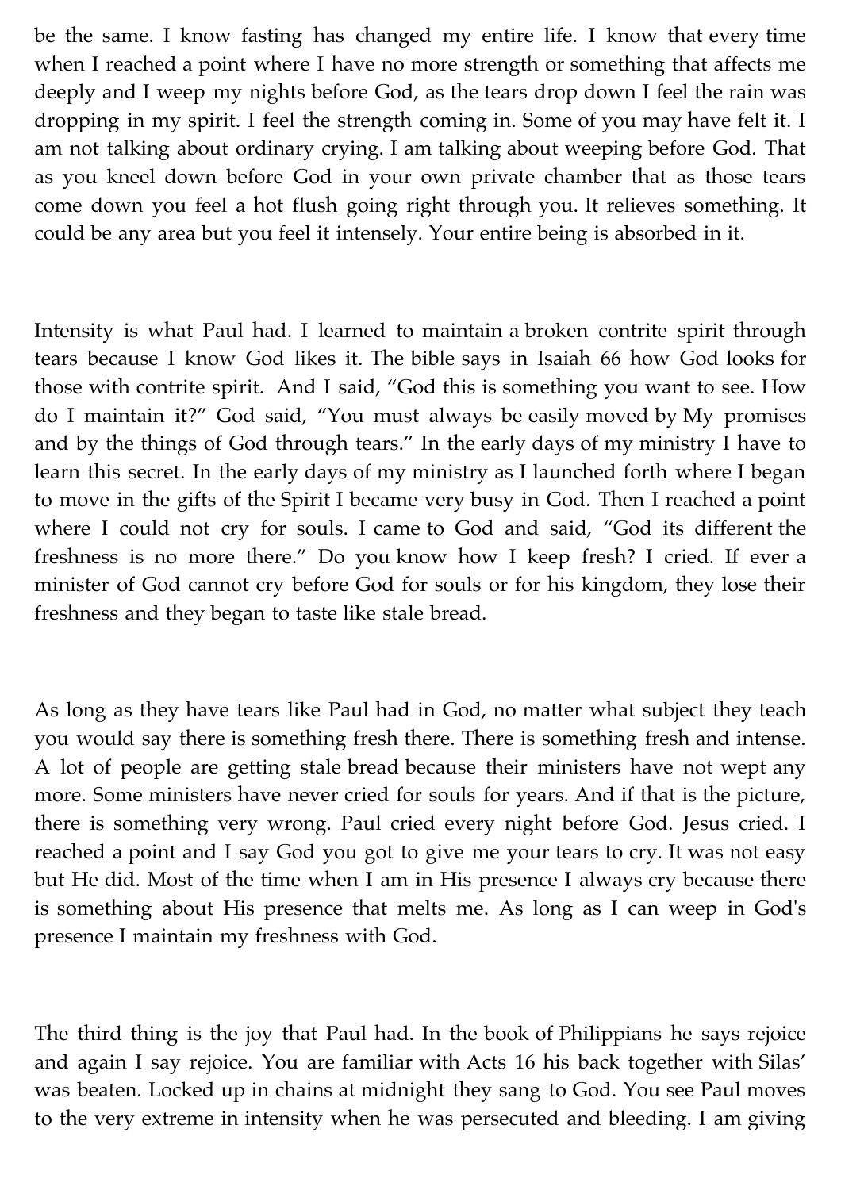be the same. I know fasting has changed my entire life. I know that every time when I reached a point where I have no more strength or something that affects me deeply and I weep my nights before God, as the tears drop down I feel the rain was dropping in my spirit. I feel the strength coming in. Some of you may have felt it. I am not talking about ordinary crying. I am talking about weeping before God. That as you kneel down before God in your own private chamber that as those tears come down you feel a hot flush going right through you. It relieves something. It could be any area but you feel it intensely. Your entire being is absorbed in it.

Intensity is what Paul had. I learned to maintain a broken contrite spirit through tears because I know God likes it. The bible says in Isaiah 66 how God looks for those with contrite spirit. And I said, "God this is something you want to see. How do I maintain it?" God said, "You must always be easily moved by My promises and by the things of God through tears." In the early days of my ministry I have to learn this secret. In the early days of my ministry as I launched forth where I began to move in the gifts of the Spirit I became very busy in God. Then I reached a point where I could not cry for souls. I came to God and said, "God its different the freshness is no more there." Do you know how I keep fresh? I cried. If ever a minister of God cannot cry before God for souls or for his kingdom, they lose their freshness and they began to taste like stale bread.

As long as they have tears like Paul had in God, no matter what subject they teach you would say there is something fresh there. There is something fresh and intense. A lot of people are getting stale bread because their ministers have not wept any more. Some ministers have never cried for souls for years. And if that is the picture, there is something very wrong. Paul cried every night before God. Jesus cried. I reached a point and I say God you got to give me your tears to cry. It was not easy but He did. Most of the time when I am in His presence I always cry because there is something about His presence that melts me. As long as I can weep in God's presence I maintain my freshness with God.

The third thing is the joy that Paul had. In the book of Philippians he says rejoice and again I say rejoice. You are familiar with Acts 16 his back together with Silas' was beaten. Locked up in chains at midnight they sang to God. You see Paul moves to the very extreme in intensity when he was persecuted and bleeding. I am giving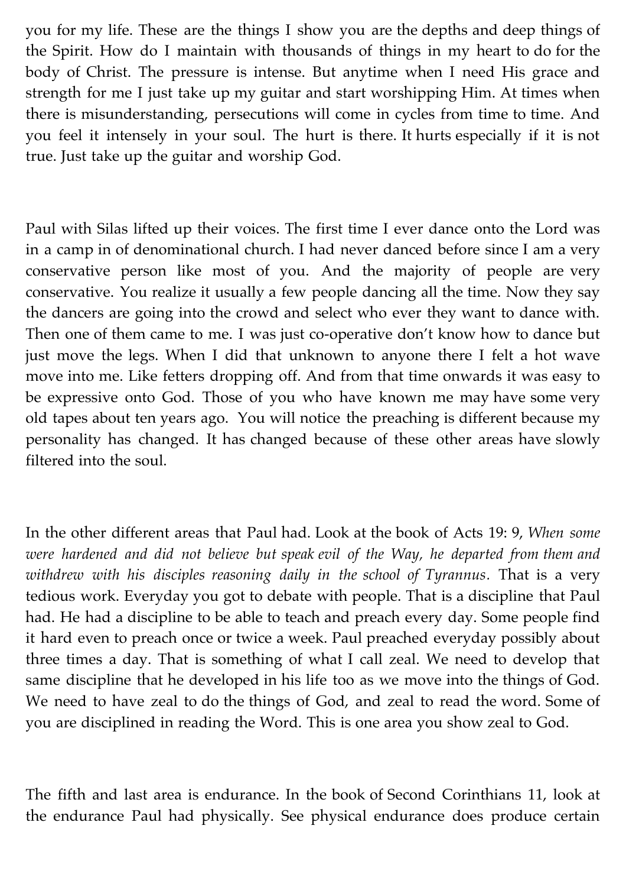you for my life. These are the things I show you are the depths and deep things of the Spirit. How do I maintain with thousands of things in my heart to do for the body of Christ. The pressure is intense. But anytime when I need His grace and strength for me I just take up my guitar and start worshipping Him. At times when there is misunderstanding, persecutions will come in cycles from time to time. And you feel it intensely in your soul. The hurt is there. It hurts especially if it is not true. Just take up the guitar and worship God.

Paul with Silas lifted up their voices. The first time I ever dance onto the Lord was in a camp in of denominational church. I had never danced before since I am a very conservative person like most of you. And the majority of people are very conservative. You realize it usually a few people dancing all the time. Now they say the dancers are going into the crowd and select who ever they want to dance with. Then one of them came to me. I was just co-operative don't know how to dance but just move the legs. When I did that unknown to anyone there I felt a hot wave move into me. Like fetters dropping off. And from that time onwards it was easy to be expressive onto God. Those of you who have known me may have some very old tapes about ten years ago. You will notice the preaching is different because my personality has changed. It has changed because of these other areas have slowly filtered into the soul.

In the other different areas that Paul had. Look at the book of Acts 19: 9, *When some were hardened and did not believe but speak evil of the Way, he departed from them and withdrew with his disciples reasoning daily in the school of Tyrannus*. That is a very tedious work. Everyday you got to debate with people. That is a discipline that Paul had. He had a discipline to be able to teach and preach every day. Some people find it hard even to preach once or twice a week. Paul preached everyday possibly about three times a day. That is something of what I call zeal. We need to develop that same discipline that he developed in his life too as we move into the things of God. We need to have zeal to do the things of God, and zeal to read the word. Some of you are disciplined in reading the Word. This is one area you show zeal to God.

The fifth and last area is endurance. In the book of Second Corinthians 11, look at the endurance Paul had physically. See physical endurance does produce certain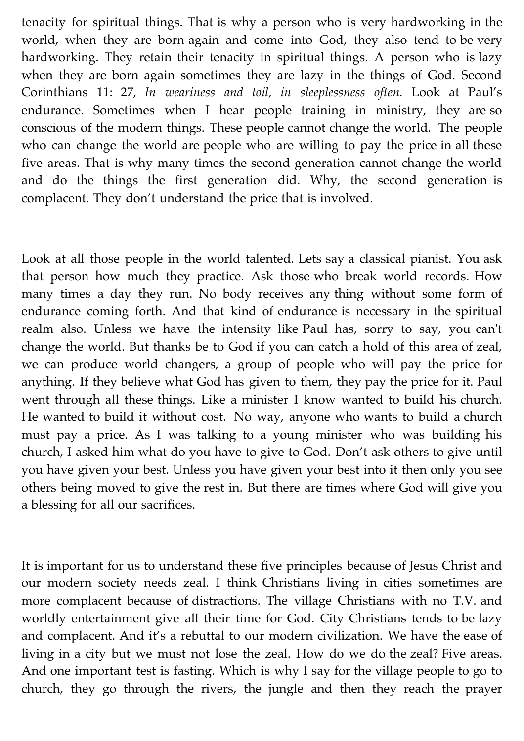tenacity for spiritual things. That is why a person who is very hardworking in the world, when they are born again and come into God, they also tend to be very hardworking. They retain their tenacity in spiritual things. A person who is lazy when they are born again sometimes they are lazy in the things of God. Second Corinthians 11: 27, *In weariness and toil, in sleeplessness often.* Look at Paul's endurance. Sometimes when I hear people training in ministry, they are so conscious of the modern things. These people cannot change the world. The people who can change the world are people who are willing to pay the price in all these five areas. That is why many times the second generation cannot change the world and do the things the first generation did. Why, the second generation is complacent. They don't understand the price that is involved.

Look at all those people in the world talented. Lets say a classical pianist. You ask that person how much they practice. Ask those who break world records. How many times a day they run. No body receives any thing without some form of endurance coming forth. And that kind of endurance is necessary in the spiritual realm also. Unless we have the intensity like Paul has, sorry to say, you can't change the world. But thanks be to God if you can catch a hold of this area of zeal, we can produce world changers, a group of people who will pay the price for anything. If they believe what God has given to them, they pay the price for it. Paul went through all these things. Like a minister I know wanted to build his church. He wanted to build it without cost. No way, anyone who wants to build a church must pay a price. As I was talking to a young minister who was building his church, I asked him what do you have to give to God. Don't ask others to give until you have given your best. Unless you have given your best into it then only you see others being moved to give the rest in. But there are times where God will give you a blessing for all our sacrifices.

It is important for us to understand these five principles because of Jesus Christ and our modern society needs zeal. I think Christians living in cities sometimes are more complacent because of distractions. The village Christians with no T.V. and worldly entertainment give all their time for God. City Christians tends to be lazy and complacent. And it's a rebuttal to our modern civilization. We have the ease of living in a city but we must not lose the zeal. How do we do the zeal? Five areas. And one important test is fasting. Which is why I say for the village people to go to church, they go through the rivers, the jungle and then they reach the prayer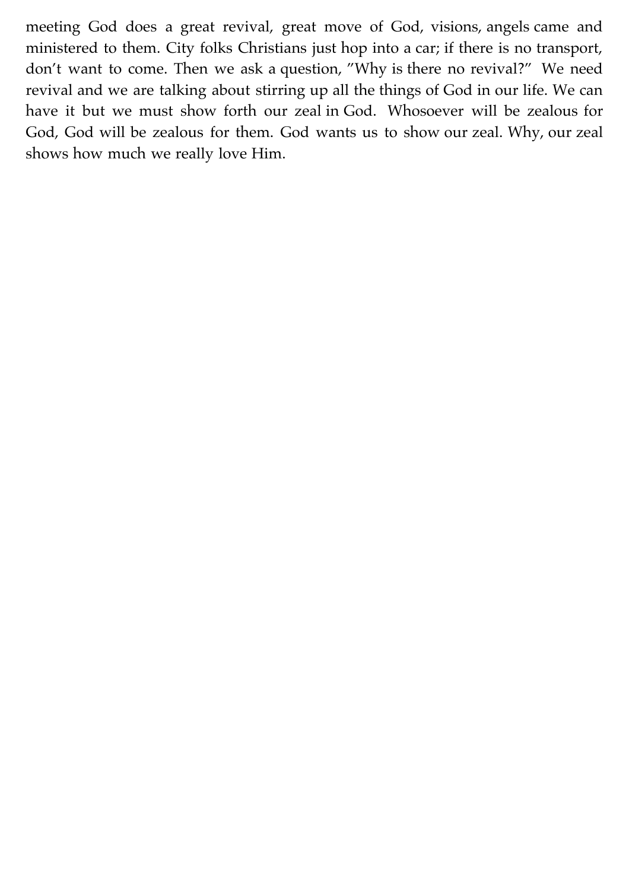meeting God does a great revival, great move of God, visions, angels came and ministered to them. City folks Christians just hop into a car; if there is no transport, don't want to come. Then we ask a question, "Why is there no revival?" We need revival and we are talking about stirring up all the things of God in our life. We can have it but we must show forth our zeal in God. Whosoever will be zealous for God, God will be zealous for them. God wants us to show our zeal. Why, our zeal shows how much we really love Him.